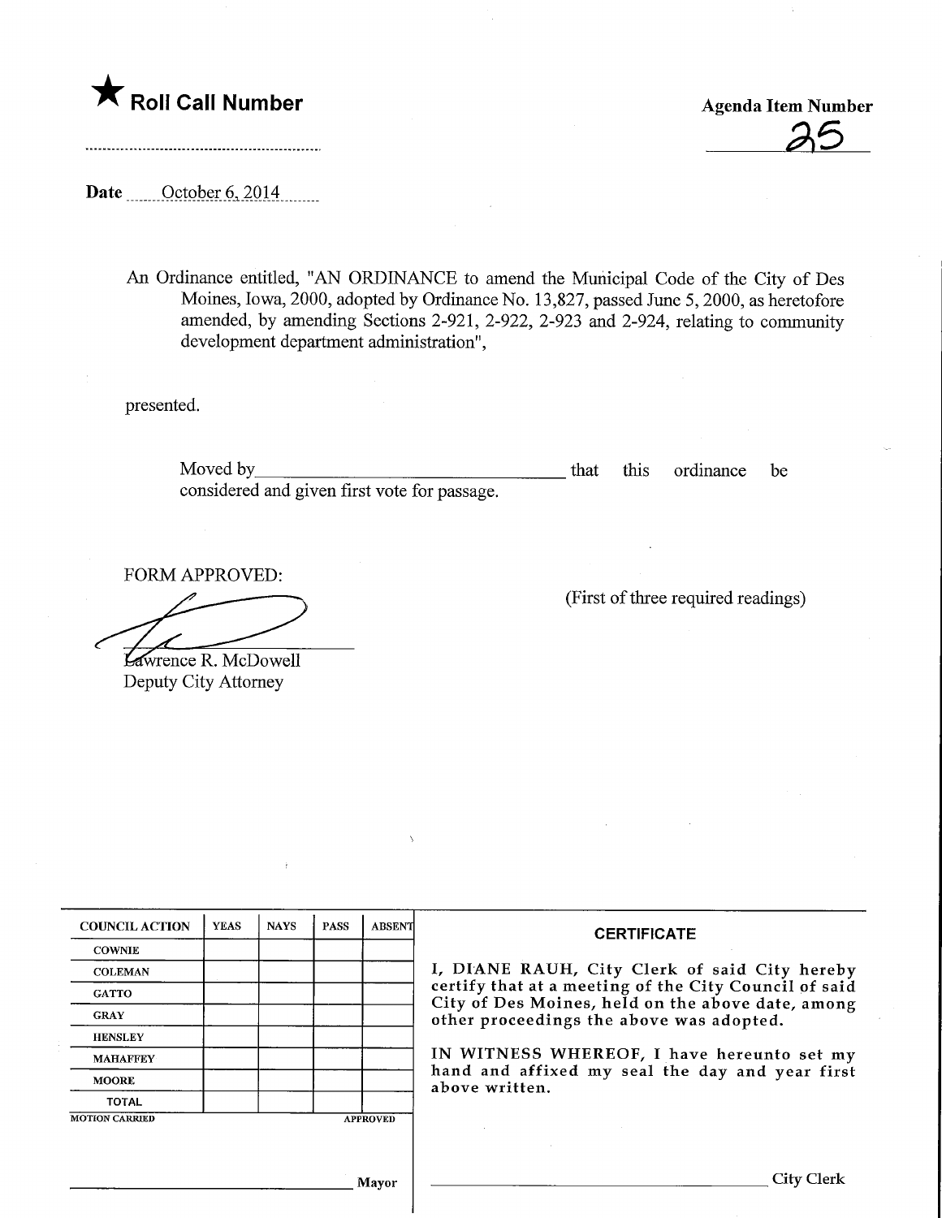★ **Roll Call Number**

**Agenda Item Number**

25

**Date** October 6, 2014

An Ordinance entitled, "AN ORDINANCE to amend the Municipal Code of the City of Des Moines, Iowa, 2000, adopted by Ordinance No. 13,827, passed June 5, 2000, as heretofore amended, by amending Sections 2-921, 2-922, 2-923 and 2-924, relating to community development department administration",

presented.

Moved by\_\_\_\_\_\_\_\_\_\_\_\_\_\_\_\_\_\_\_\_ that this ordinance be considered and given first vote for passage.

FORM APPROVED:

Lawrence R. McDowell
Deputy City Attorney

(First of three required readings)

| COUNCIL ACTION | YEAS | NAYS | PASS | ABSENT |
|---|---|---|---|---|
| COWNIE | | | | |
| COLEMAN | | | | |
| GATTO | | | | |
| GRAY | | | | |
| HENSLEY | | | | |
| MAHAFFEY | | | | |
| MOORE | | | | |
| TOTAL | | | | |

MOTION CARRIED APPROVED

\_\_\_\_\_\_\_\_\_\_\_\_\_\_\_\_\_\_\_\_ Mayor

**CERTIFICATE**

I, DIANE RAUH, City Clerk of said City hereby certify that at a meeting of the City Council of said City of Des Moines, held on the above date, among other proceedings the above was adopted.

IN WITNESS WHEREOF, I have hereunto set my hand and affixed my seal the day and year first above written.

\_\_\_\_\_\_\_\_\_\_\_\_\_\_\_\_\_\_\_\_ City Clerk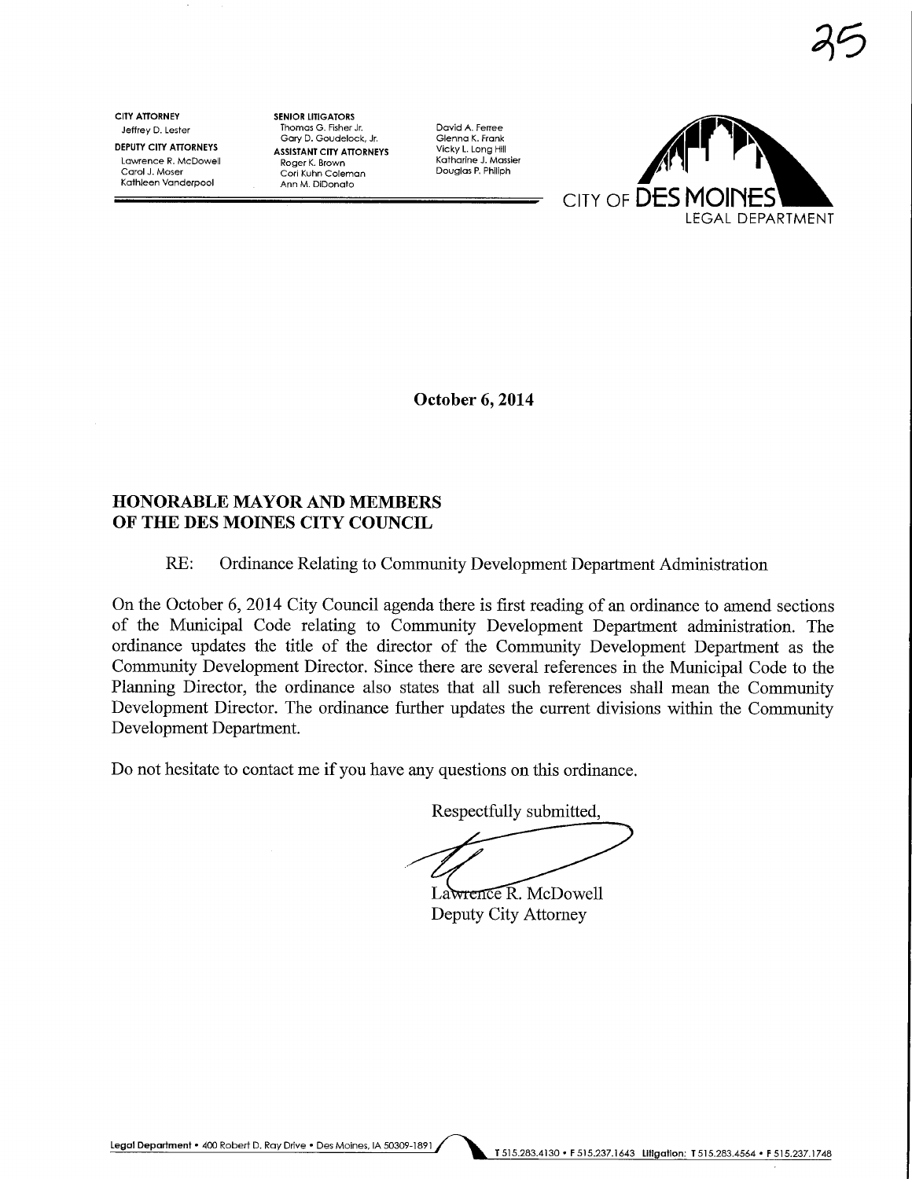35

**CITY ATTORNEY**
Jeffrey D. Lester

**DEPUTY CITY ATTORNEYS**
Lawrence R. McDowell
Carol J. Moser
Kathleen Vanderpool

**SENIOR LITIGATORS**
Thomas G. Fisher Jr.
Gary D. Goudelock, Jr.

**ASSISTANT CITY ATTORNEYS**
Roger K. Brown
Cori Kuhn Coleman
Ann M. DiDonato

David A. Ferree
Glenna K. Frank
Vicky L. Long Hill
Katharine J. Massier
Douglas P. Philiph

CITY OF DES MOINES
LEGAL DEPARTMENT

**October 6, 2014**

**HONORABLE MAYOR AND MEMBERS OF THE DES MOINES CITY COUNCIL**

RE: Ordinance Relating to Community Development Department Administration

On the October 6, 2014 City Council agenda there is first reading of an ordinance to amend sections of the Municipal Code relating to Community Development Department administration. The ordinance updates the title of the director of the Community Development Department as the Community Development Director. Since there are several references in the Municipal Code to the Planning Director, the ordinance also states that all such references shall mean the Community Development Director. The ordinance further updates the current divisions within the Community Development Department.

Do not hesitate to contact me if you have any questions on this ordinance.

Respectfully submitted,

Lawrence R. McDowell
Deputy City Attorney

Legal Department • 400 Robert D. Ray Drive • Des Moines, IA 50309-1891 T 515.283.4130 • F 515.237.1643 Litigation: T 515.283.4564 • F 515.237.1748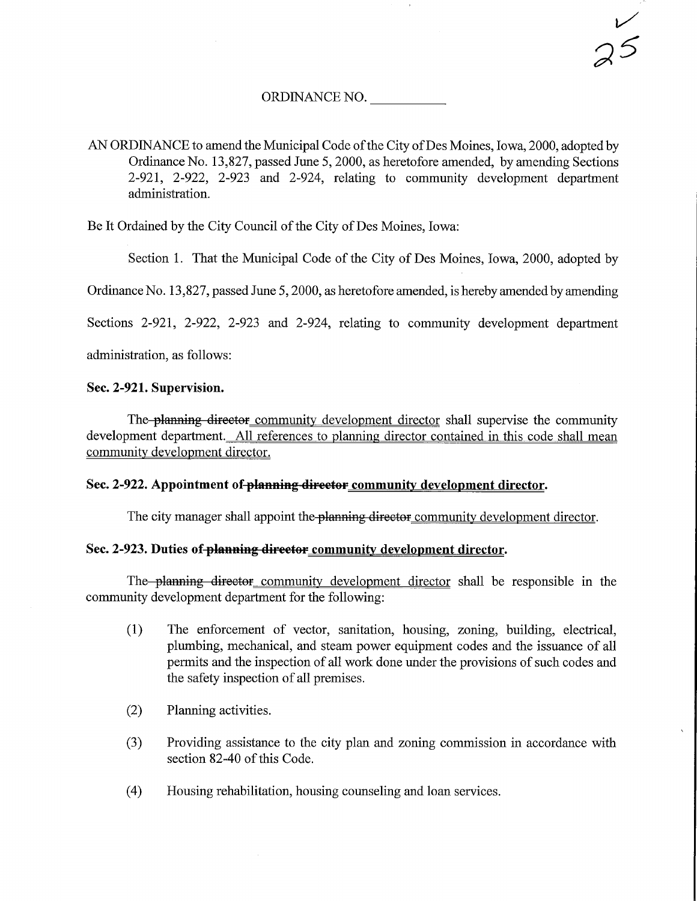# ORDINANCE NO. ___________

AN ORDINANCE to amend the Municipal Code of the City of Des Moines, Iowa, 2000, adopted by Ordinance No. 13,827, passed June 5, 2000, as heretofore amended, by amending Sections 2-921, 2-922, 2-923 and 2-924, relating to community development department administration.

Be It Ordained by the City Council of the City of Des Moines, Iowa:

Section 1. That the Municipal Code of the City of Des Moines, Iowa, 2000, adopted by Ordinance No. 13,827, passed June 5, 2000, as heretofore amended, is hereby amended by amending Sections 2-921, 2-922, 2-923 and 2-924, relating to community development department administration, as follows:

**Sec. 2-921. Supervision.**

The ~~planning director~~ community development director shall supervise the community development department. All references to planning director contained in this code shall mean community development director.

**Sec. 2-922. Appointment of ~~planning director~~ community development director.**

The city manager shall appoint the ~~planning director~~ community development director.

**Sec. 2-923. Duties of ~~planning director~~ community development director.**

The ~~planning director~~ community development director shall be responsible in the community development department for the following:

(1) The enforcement of vector, sanitation, housing, zoning, building, electrical, plumbing, mechanical, and steam power equipment codes and the issuance of all permits and the inspection of all work done under the provisions of such codes and the safety inspection of all premises.

(2) Planning activities.

(3) Providing assistance to the city plan and zoning commission in accordance with section 82-40 of this Code.

(4) Housing rehabilitation, housing counseling and loan services.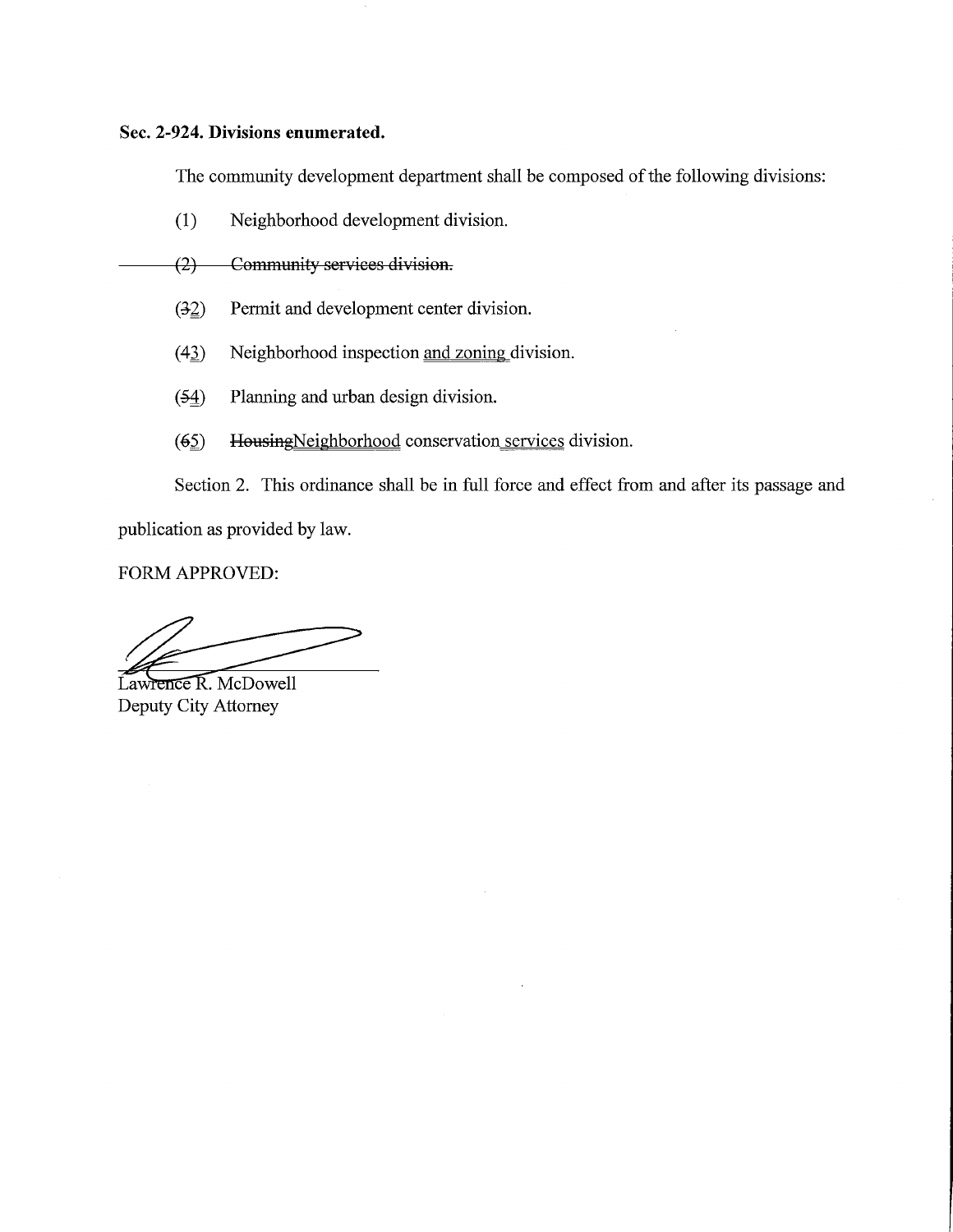**Sec. 2-924. Divisions enumerated.**

The community development department shall be composed of the following divisions:

(1) Neighborhood development division.

~~(2) Community services division.~~

(~~3~~2) Permit and development center division.

(~~4~~3) Neighborhood inspection <u>and zoning</u> division.

(~~5~~4) Planning and urban design division.

(~~6~~5) ~~Housing~~<u>Neighborhood</u> conservation <u>services</u> division.

Section 2. This ordinance shall be in full force and effect from and after its passage and publication as provided by law.

FORM APPROVED:

Lawrence R. McDowell
Deputy City Attorney